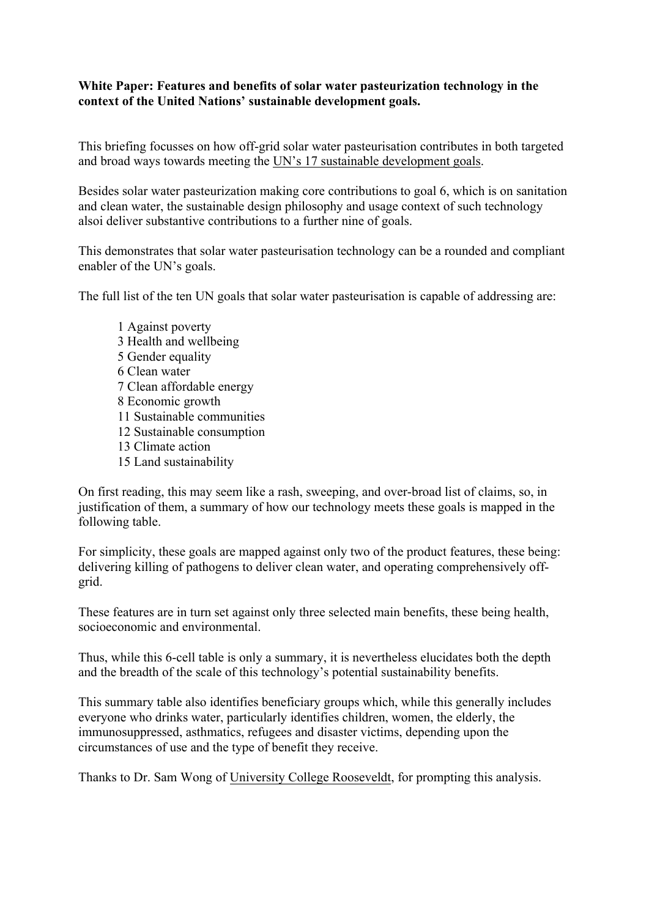**White Paper: Features and benefits of solar water pasteurization technology in the context of the United Nations' sustainable development goals.**

This briefing focusses on how off-grid solar water pasteurisation contributes in both targeted and broad ways towards meeting the UN's 17 sustainable development goals.

Besides solar water pasteurization making core contributions to goal 6, which is on sanitation and clean water, the sustainable design philosophy and usage context of such technology alsoi deliver substantive contributions to a further nine of goals.

This demonstrates that solar water pasteurisation technology can be a rounded and compliant enabler of the UN's goals.

The full list of the ten UN goals that solar water pasteurisation is capable of addressing are:

- 1 Against poverty
- 3 Health and wellbeing
- 5 Gender equality
- 6 Clean water
- 7 Clean affordable energy
- 8 Economic growth
- 11 Sustainable communities
- 12 Sustainable consumption
- 13 Climate action
- 15 Land sustainability

On first reading, this may seem like a rash, sweeping, and over-broad list of claims, so, in justification of them, a summary of how our technology meets these goals is mapped in the following table.

For simplicity, these goals are mapped against only two of the product features, these being: delivering killing of pathogens to deliver clean water, and operating comprehensively off-grid.

These features are in turn set against only three selected main benefits, these being health, socioeconomic and environmental.

Thus, while this 6-cell table is only a summary, it is nevertheless elucidates both the depth and the breadth of the scale of this technology's potential sustainability benefits.

This summary table also identifies beneficiary groups which, while this generally includes everyone who drinks water, particularly identifies children, women, the elderly, the immunosuppressed, asthmatics, refugees and disaster victims, depending upon the circumstances of use and the type of benefit they receive.

Thanks to Dr. Sam Wong of University College Roosevelt, for prompting this analysis.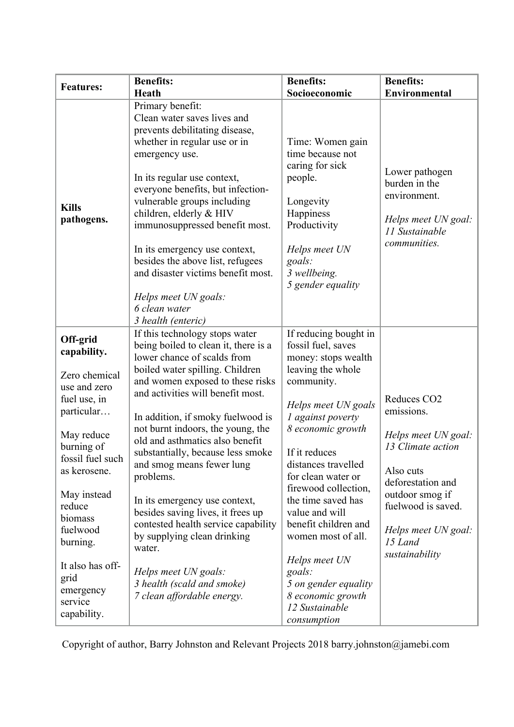| **Features:** | **Benefits: Heath** | **Benefits: Socioeconomic** | **Benefits: Environmental** |
|---|---|---|---|
| **Kills pathogens.** | Primary benefit: Clean water saves lives and prevents debilitating disease, whether in regular use or in emergency use.<br><br>In its regular use context, everyone benefits, but infection-vulnerable groups including children, elderly & HIV immunosuppressed benefit most.<br><br>In its emergency use context, besides the above list, refugees and disaster victims benefit most.<br><br>*Helps meet UN goals:*<br>*6 clean water*<br>*3 health (enteric)* | Time: Women gain time because not caring for sick people.<br><br>Longevity<br>Happiness<br>Productivity<br><br>*Helps meet UN goals:*<br>*3 wellbeing.*<br>*5 gender equality* | Lower pathogen burden in the environment.<br><br>*Helps meet UN goal: 11 Sustainable communities.* |
| **Off-grid capability.**<br><br>Zero chemical use and zero fuel use, in particular…<br><br>May reduce burning of fossil fuel such as kerosene.<br><br>May instead reduce biomass fuelwood burning.<br><br>It also has off-grid emergency service capability. | If this technology stops water being boiled to clean it, there is a lower chance of scalds from boiled water spilling. Children and women exposed to these risks and activities will benefit most.<br><br>In addition, if smoky fuelwood is not burnt indoors, the young, the old and asthmatics also benefit substantially, because less smoke and smog means fewer lung problems.<br><br>In its emergency use context, besides saving lives, it frees up contested health service capability by supplying clean drinking water.<br><br>*Helps meet UN goals:*<br>*3 health (scald and smoke)*<br>*7 clean affordable energy.* | If reducing bought in fossil fuel, saves money: stops wealth leaving the whole community.<br><br>*Helps meet UN goals*<br>*1 against poverty*<br>*8 economic growth*<br><br>If it reduces distances travelled for clean water or firewood collection, the time saved has value and will benefit children and women most of all.<br><br>*Helps meet UN goals:*<br>*5 on gender equality*<br>*8 economic growth*<br>*12 Sustainable consumption* | Reduces CO2 emissions.<br><br>*Helps meet UN goal: 13 Climate action*<br><br>Also cuts deforestation and outdoor smog if fuelwood is saved.<br><br>*Helps meet UN goal: 15 Land sustainability* |

Copyright of author, Barry Johnston and Relevant Projects 2018 barry.johnston@jamebi.com